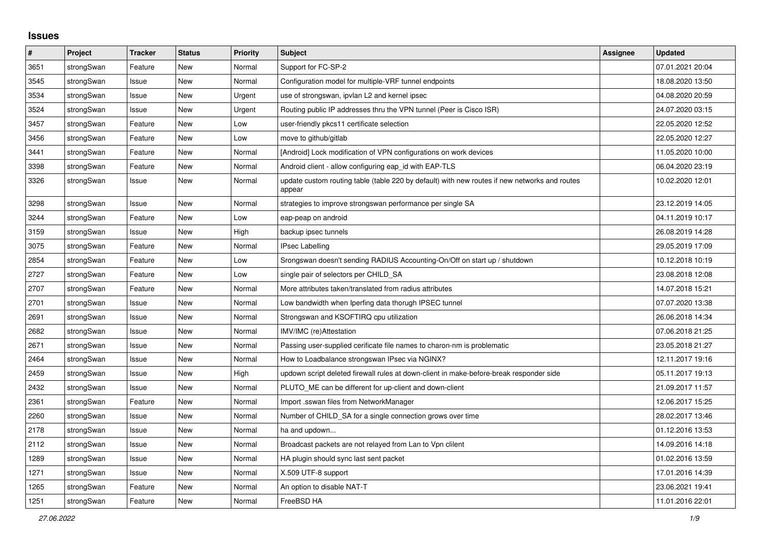# Issues

| # | Project | Tracker | Status | Priority | Subject | Assignee | Updated |
|---|---|---|---|---|---|---|---|
| 3651 | strongSwan | Feature | New | Normal | Support for FC-SP-2 | | 07.01.2021 20:04 |
| 3545 | strongSwan | Issue | New | Normal | Configuration model for multiple-VRF tunnel endpoints | | 18.08.2020 13:50 |
| 3534 | strongSwan | Issue | New | Urgent | use of strongswan, ipvlan L2 and kernel ipsec | | 04.08.2020 20:59 |
| 3524 | strongSwan | Issue | New | Urgent | Routing public IP addresses thru the VPN tunnel (Peer is Cisco ISR) | | 24.07.2020 03:15 |
| 3457 | strongSwan | Feature | New | Low | user-friendly pkcs11 certificate selection | | 22.05.2020 12:52 |
| 3456 | strongSwan | Feature | New | Low | move to github/gitlab | | 22.05.2020 12:27 |
| 3441 | strongSwan | Feature | New | Normal | [Android] Lock modification of VPN configurations on work devices | | 11.05.2020 10:00 |
| 3398 | strongSwan | Feature | New | Normal | Android client - allow configuring eap_id with EAP-TLS | | 06.04.2020 23:19 |
| 3326 | strongSwan | Issue | New | Normal | update custom routing table (table 220 by default) with new routes if new networks and routes appear | | 10.02.2020 12:01 |
| 3298 | strongSwan | Issue | New | Normal | strategies to improve strongswan performance per single SA | | 23.12.2019 14:05 |
| 3244 | strongSwan | Feature | New | Low | eap-peap on android | | 04.11.2019 10:17 |
| 3159 | strongSwan | Issue | New | High | backup ipsec tunnels | | 26.08.2019 14:28 |
| 3075 | strongSwan | Feature | New | Normal | IPsec Labelling | | 29.05.2019 17:09 |
| 2854 | strongSwan | Feature | New | Low | Srongswan doesn't sending RADIUS Accounting-On/Off on start up / shutdown | | 10.12.2018 10:19 |
| 2727 | strongSwan | Feature | New | Low | single pair of selectors per CHILD_SA | | 23.08.2018 12:08 |
| 2707 | strongSwan | Feature | New | Normal | More attributes taken/translated from radius attributes | | 14.07.2018 15:21 |
| 2701 | strongSwan | Issue | New | Normal | Low bandwidth when Iperfing data thorugh IPSEC tunnel | | 07.07.2020 13:38 |
| 2691 | strongSwan | Issue | New | Normal | Strongswan and KSOFTIRQ cpu utilization | | 26.06.2018 14:34 |
| 2682 | strongSwan | Issue | New | Normal | IMV/IMC (re)Attestation | | 07.06.2018 21:25 |
| 2671 | strongSwan | Issue | New | Normal | Passing user-supplied cerificate file names to charon-nm is problematic | | 23.05.2018 21:27 |
| 2464 | strongSwan | Issue | New | Normal | How to Loadbalance strongswan IPsec via NGINX? | | 12.11.2017 19:16 |
| 2459 | strongSwan | Issue | New | High | updown script deleted firewall rules at down-client in make-before-break responder side | | 05.11.2017 19:13 |
| 2432 | strongSwan | Issue | New | Normal | PLUTO_ME can be different for up-client and down-client | | 21.09.2017 11:57 |
| 2361 | strongSwan | Feature | New | Normal | Import .sswan files from NetworkManager | | 12.06.2017 15:25 |
| 2260 | strongSwan | Issue | New | Normal | Number of CHILD_SA for a single connection grows over time | | 28.02.2017 13:46 |
| 2178 | strongSwan | Issue | New | Normal | ha and updown... | | 01.12.2016 13:53 |
| 2112 | strongSwan | Issue | New | Normal | Broadcast packets are not relayed from Lan to Vpn clilent | | 14.09.2016 14:18 |
| 1289 | strongSwan | Issue | New | Normal | HA plugin should sync last sent packet | | 01.02.2016 13:59 |
| 1271 | strongSwan | Issue | New | Normal | X.509 UTF-8 support | | 17.01.2016 14:39 |
| 1265 | strongSwan | Feature | New | Normal | An option to disable NAT-T | | 23.06.2021 19:41 |
| 1251 | strongSwan | Feature | New | Normal | FreeBSD HA | | 11.01.2016 22:01 |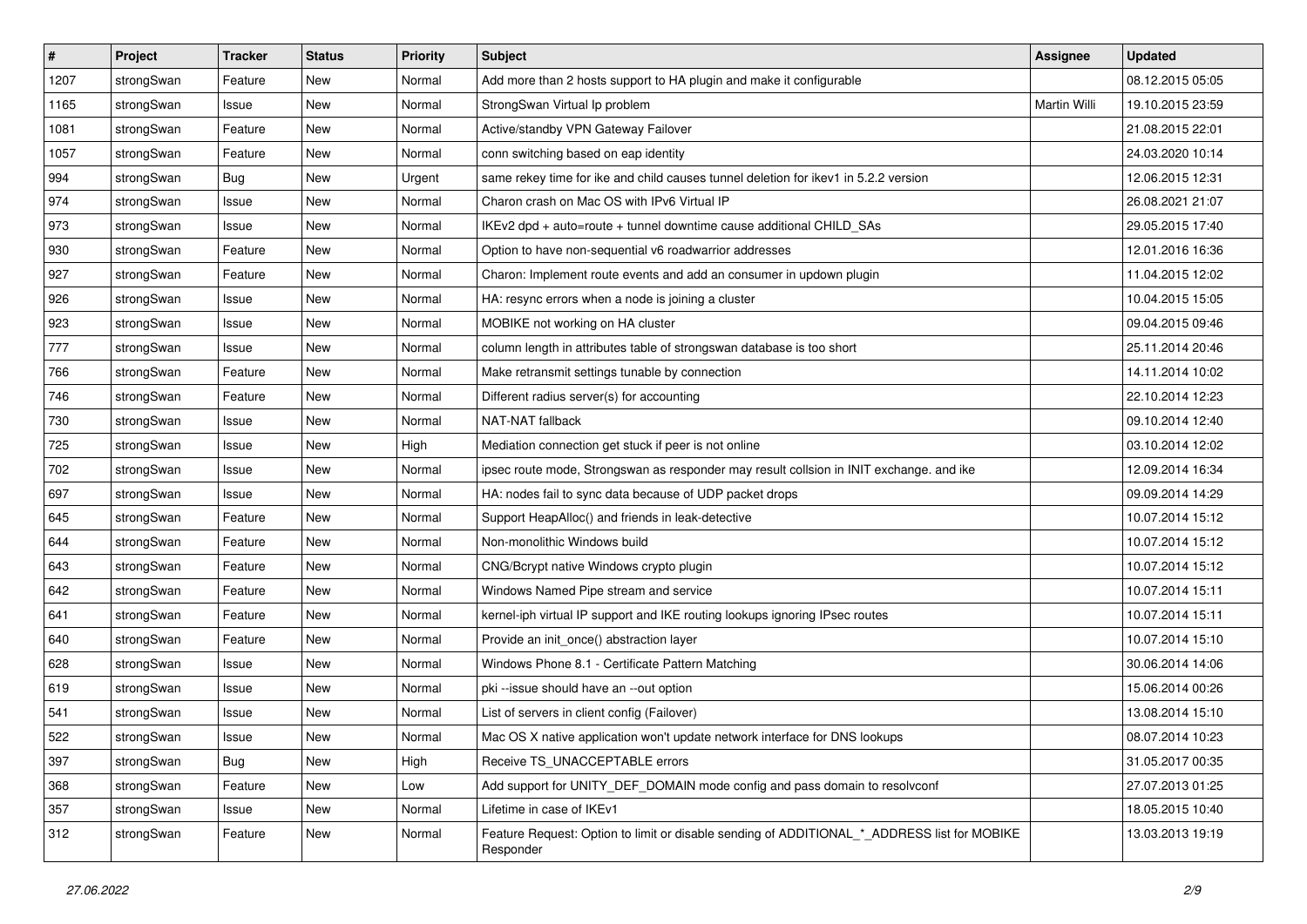| # | Project | Tracker | Status | Priority | Subject | Assignee | Updated |
| --- | --- | --- | --- | --- | --- | --- | --- |
| 1207 | strongSwan | Feature | New | Normal | Add more than 2 hosts support to HA plugin and make it configurable | | 08.12.2015 05:05 |
| 1165 | strongSwan | Issue | New | Normal | StrongSwan Virtual Ip problem | Martin Willi | 19.10.2015 23:59 |
| 1081 | strongSwan | Feature | New | Normal | Active/standby VPN Gateway Failover | | 21.08.2015 22:01 |
| 1057 | strongSwan | Feature | New | Normal | conn switching based on eap identity | | 24.03.2020 10:14 |
| 994 | strongSwan | Bug | New | Urgent | same rekey time for ike and child causes tunnel deletion for ikev1 in 5.2.2 version | | 12.06.2015 12:31 |
| 974 | strongSwan | Issue | New | Normal | Charon crash on Mac OS with IPv6 Virtual IP | | 26.08.2021 21:07 |
| 973 | strongSwan | Issue | New | Normal | IKEv2 dpd + auto=route + tunnel downtime cause additional CHILD_SAs | | 29.05.2015 17:40 |
| 930 | strongSwan | Feature | New | Normal | Option to have non-sequential v6 roadwarrior addresses | | 12.01.2016 16:36 |
| 927 | strongSwan | Feature | New | Normal | Charon: Implement route events and add an consumer in updown plugin | | 11.04.2015 12:02 |
| 926 | strongSwan | Issue | New | Normal | HA: resync errors when a node is joining a cluster | | 10.04.2015 15:05 |
| 923 | strongSwan | Issue | New | Normal | MOBIKE not working on HA cluster | | 09.04.2015 09:46 |
| 777 | strongSwan | Issue | New | Normal | column length in attributes table of strongswan database is too short | | 25.11.2014 20:46 |
| 766 | strongSwan | Feature | New | Normal | Make retransmit settings tunable by connection | | 14.11.2014 10:02 |
| 746 | strongSwan | Feature | New | Normal | Different radius server(s) for accounting | | 22.10.2014 12:23 |
| 730 | strongSwan | Issue | New | Normal | NAT-NAT fallback | | 09.10.2014 12:40 |
| 725 | strongSwan | Issue | New | High | Mediation connection get stuck if peer is not online | | 03.10.2014 12:02 |
| 702 | strongSwan | Issue | New | Normal | ipsec route mode, Strongswan as responder may result collsion in INIT exchange. and ike | | 12.09.2014 16:34 |
| 697 | strongSwan | Issue | New | Normal | HA: nodes fail to sync data because of UDP packet drops | | 09.09.2014 14:29 |
| 645 | strongSwan | Feature | New | Normal | Support HeapAlloc() and friends in leak-detective | | 10.07.2014 15:12 |
| 644 | strongSwan | Feature | New | Normal | Non-monolithic Windows build | | 10.07.2014 15:12 |
| 643 | strongSwan | Feature | New | Normal | CNG/Bcrypt native Windows crypto plugin | | 10.07.2014 15:12 |
| 642 | strongSwan | Feature | New | Normal | Windows Named Pipe stream and service | | 10.07.2014 15:11 |
| 641 | strongSwan | Feature | New | Normal | kernel-iph virtual IP support and IKE routing lookups ignoring IPsec routes | | 10.07.2014 15:11 |
| 640 | strongSwan | Feature | New | Normal | Provide an init_once() abstraction layer | | 10.07.2014 15:10 |
| 628 | strongSwan | Issue | New | Normal | Windows Phone 8.1 - Certificate Pattern Matching | | 30.06.2014 14:06 |
| 619 | strongSwan | Issue | New | Normal | pki --issue should have an --out option | | 15.06.2014 00:26 |
| 541 | strongSwan | Issue | New | Normal | List of servers in client config (Failover) | | 13.08.2014 15:10 |
| 522 | strongSwan | Issue | New | Normal | Mac OS X native application won't update network interface for DNS lookups | | 08.07.2014 10:23 |
| 397 | strongSwan | Bug | New | High | Receive TS_UNACCEPTABLE errors | | 31.05.2017 00:35 |
| 368 | strongSwan | Feature | New | Low | Add support for UNITY_DEF_DOMAIN mode config and pass domain to resolvconf | | 27.07.2013 01:25 |
| 357 | strongSwan | Issue | New | Normal | Lifetime in case of IKEv1 | | 18.05.2015 10:40 |
| 312 | strongSwan | Feature | New | Normal | Feature Request: Option to limit or disable sending of ADDITIONAL_*_ADDRESS list for MOBIKE Responder | | 13.03.2013 19:19 |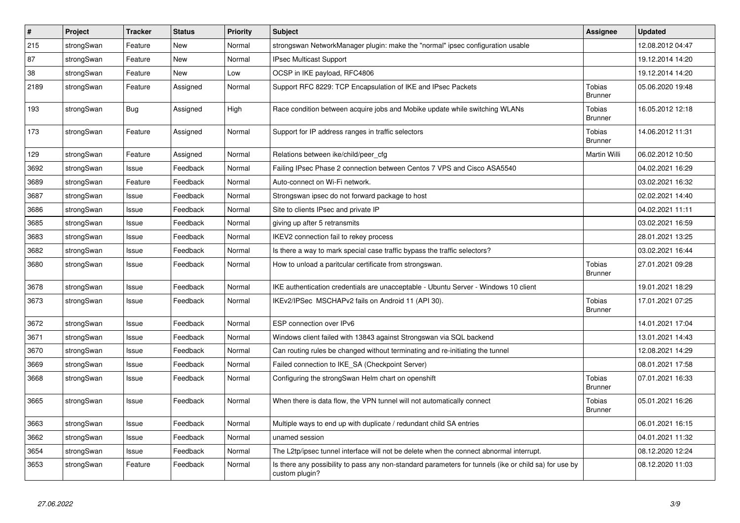| # | Project | Tracker | Status | Priority | Subject | Assignee | Updated |
|---|---|---|---|---|---|---|---|
| 215 | strongSwan | Feature | New | Normal | strongswan NetworkManager plugin: make the "normal" ipsec configuration usable | | 12.08.2012 04:47 |
| 87 | strongSwan | Feature | New | Normal | IPsec Multicast Support | | 19.12.2014 14:20 |
| 38 | strongSwan | Feature | New | Low | OCSP in IKE payload, RFC4806 | | 19.12.2014 14:20 |
| 2189 | strongSwan | Feature | Assigned | Normal | Support RFC 8229: TCP Encapsulation of IKE and IPsec Packets | Tobias Brunner | 05.06.2020 19:48 |
| 193 | strongSwan | Bug | Assigned | High | Race condition between acquire jobs and Mobike update while switching WLANs | Tobias Brunner | 16.05.2012 12:18 |
| 173 | strongSwan | Feature | Assigned | Normal | Support for IP address ranges in traffic selectors | Tobias Brunner | 14.06.2012 11:31 |
| 129 | strongSwan | Feature | Assigned | Normal | Relations between ike/child/peer_cfg | Martin Willi | 06.02.2012 10:50 |
| 3692 | strongSwan | Issue | Feedback | Normal | Failing IPsec Phase 2 connection between Centos 7 VPS and Cisco ASA5540 | | 04.02.2021 16:29 |
| 3689 | strongSwan | Feature | Feedback | Normal | Auto-connect on Wi-Fi network. | | 03.02.2021 16:32 |
| 3687 | strongSwan | Issue | Feedback | Normal | Strongswan ipsec do not forward package to host | | 02.02.2021 14:40 |
| 3686 | strongSwan | Issue | Feedback | Normal | Site to clients IPsec and private IP | | 04.02.2021 11:11 |
| 3685 | strongSwan | Issue | Feedback | Normal | giving up after 5 retransmits | | 03.02.2021 16:59 |
| 3683 | strongSwan | Issue | Feedback | Normal | IKEV2 connection fail to rekey process | | 28.01.2021 13:25 |
| 3682 | strongSwan | Issue | Feedback | Normal | Is there a way to mark special case traffic bypass the traffic selectors? | | 03.02.2021 16:44 |
| 3680 | strongSwan | Issue | Feedback | Normal | How to unload a paritcular certificate from strongswan. | Tobias Brunner | 27.01.2021 09:28 |
| 3678 | strongSwan | Issue | Feedback | Normal | IKE authentication credentials are unacceptable - Ubuntu Server - Windows 10 client | | 19.01.2021 18:29 |
| 3673 | strongSwan | Issue | Feedback | Normal | IKEv2/IPSec MSCHAPv2 fails on Android 11 (API 30). | Tobias Brunner | 17.01.2021 07:25 |
| 3672 | strongSwan | Issue | Feedback | Normal | ESP connection over IPv6 | | 14.01.2021 17:04 |
| 3671 | strongSwan | Issue | Feedback | Normal | Windows client failed with 13843 against Strongswan via SQL backend | | 13.01.2021 14:43 |
| 3670 | strongSwan | Issue | Feedback | Normal | Can routing rules be changed without terminating and re-initiating the tunnel | | 12.08.2021 14:29 |
| 3669 | strongSwan | Issue | Feedback | Normal | Failed connection to IKE_SA (Checkpoint Server) | | 08.01.2021 17:58 |
| 3668 | strongSwan | Issue | Feedback | Normal | Configuring the strongSwan Helm chart on openshift | Tobias Brunner | 07.01.2021 16:33 |
| 3665 | strongSwan | Issue | Feedback | Normal | When there is data flow, the VPN tunnel will not automatically connect | Tobias Brunner | 05.01.2021 16:26 |
| 3663 | strongSwan | Issue | Feedback | Normal | Multiple ways to end up with duplicate / redundant child SA entries | | 06.01.2021 16:15 |
| 3662 | strongSwan | Issue | Feedback | Normal | unamed session | | 04.01.2021 11:32 |
| 3654 | strongSwan | Issue | Feedback | Normal | The L2tp/ipsec tunnel interface will not be delete when the connect abnormal interrupt. | | 08.12.2020 12:24 |
| 3653 | strongSwan | Feature | Feedback | Normal | Is there any possibility to pass any non-standard parameters for tunnels (ike or child sa) for use by custom plugin? | | 08.12.2020 11:03 |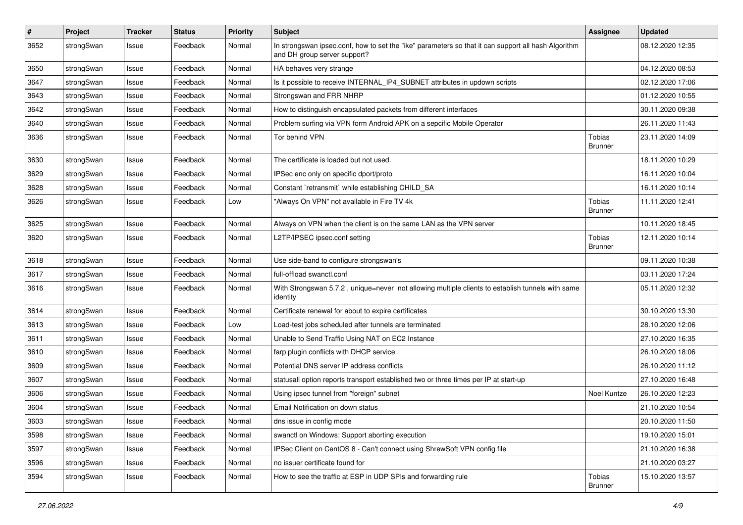| # | Project | Tracker | Status | Priority | Subject | Assignee | Updated |
|---|---|---|---|---|---|---|---|
| 3652 | strongSwan | Issue | Feedback | Normal | In strongswan ipsec.conf, how to set the "ike" parameters so that it can support all hash Algorithm and DH group server support? | | 08.12.2020 12:35 |
| 3650 | strongSwan | Issue | Feedback | Normal | HA behaves very strange | | 04.12.2020 08:53 |
| 3647 | strongSwan | Issue | Feedback | Normal | Is it possible to receive INTERNAL_IP4_SUBNET attributes in updown scripts | | 02.12.2020 17:06 |
| 3643 | strongSwan | Issue | Feedback | Normal | Strongswan and FRR NHRP | | 01.12.2020 10:55 |
| 3642 | strongSwan | Issue | Feedback | Normal | How to distinguish encapsulated packets from different interfaces | | 30.11.2020 09:38 |
| 3640 | strongSwan | Issue | Feedback | Normal | Problem surfing via VPN form Android APK on a sepcific Mobile Operator | | 26.11.2020 11:43 |
| 3636 | strongSwan | Issue | Feedback | Normal | Tor behind VPN | Tobias Brunner | 23.11.2020 14:09 |
| 3630 | strongSwan | Issue | Feedback | Normal | The certificate is loaded but not used. | | 18.11.2020 10:29 |
| 3629 | strongSwan | Issue | Feedback | Normal | IPSec enc only on specific dport/proto | | 16.11.2020 10:04 |
| 3628 | strongSwan | Issue | Feedback | Normal | Constant `retransmit` while establishing CHILD_SA | | 16.11.2020 10:14 |
| 3626 | strongSwan | Issue | Feedback | Low | "Always On VPN" not available in Fire TV 4k | Tobias Brunner | 11.11.2020 12:41 |
| 3625 | strongSwan | Issue | Feedback | Normal | Always on VPN when the client is on the same LAN as the VPN server | | 10.11.2020 18:45 |
| 3620 | strongSwan | Issue | Feedback | Normal | L2TP/IPSEC ipsec.conf setting | Tobias Brunner | 12.11.2020 10:14 |
| 3618 | strongSwan | Issue | Feedback | Normal | Use side-band to configure strongswan's | | 09.11.2020 10:38 |
| 3617 | strongSwan | Issue | Feedback | Normal | full-offload swanctl.conf | | 03.11.2020 17:24 |
| 3616 | strongSwan | Issue | Feedback | Normal | With Strongswan 5.7.2 , unique=never not allowing multiple clients to establish tunnels with same identity | | 05.11.2020 12:32 |
| 3614 | strongSwan | Issue | Feedback | Normal | Certificate renewal for about to expire certificates | | 30.10.2020 13:30 |
| 3613 | strongSwan | Issue | Feedback | Low | Load-test jobs scheduled after tunnels are terminated | | 28.10.2020 12:06 |
| 3611 | strongSwan | Issue | Feedback | Normal | Unable to Send Traffic Using NAT on EC2 Instance | | 27.10.2020 16:35 |
| 3610 | strongSwan | Issue | Feedback | Normal | farp plugin conflicts with DHCP service | | 26.10.2020 18:06 |
| 3609 | strongSwan | Issue | Feedback | Normal | Potential DNS server IP address conflicts | | 26.10.2020 11:12 |
| 3607 | strongSwan | Issue | Feedback | Normal | statusall option reports transport established two or three times per IP at start-up | | 27.10.2020 16:48 |
| 3606 | strongSwan | Issue | Feedback | Normal | Using ipsec tunnel from "foreign" subnet | Noel Kuntze | 26.10.2020 12:23 |
| 3604 | strongSwan | Issue | Feedback | Normal | Email Notification on down status | | 21.10.2020 10:54 |
| 3603 | strongSwan | Issue | Feedback | Normal | dns issue in config mode | | 20.10.2020 11:50 |
| 3598 | strongSwan | Issue | Feedback | Normal | swanctl on Windows: Support aborting execution | | 19.10.2020 15:01 |
| 3597 | strongSwan | Issue | Feedback | Normal | IPSec Client on CentOS 8 - Can't connect using ShrewSoft VPN config file | | 21.10.2020 16:38 |
| 3596 | strongSwan | Issue | Feedback | Normal | no issuer certificate found for | | 21.10.2020 03:27 |
| 3594 | strongSwan | Issue | Feedback | Normal | How to see the traffic at ESP in UDP SPIs and forwarding rule | Tobias Brunner | 15.10.2020 13:57 |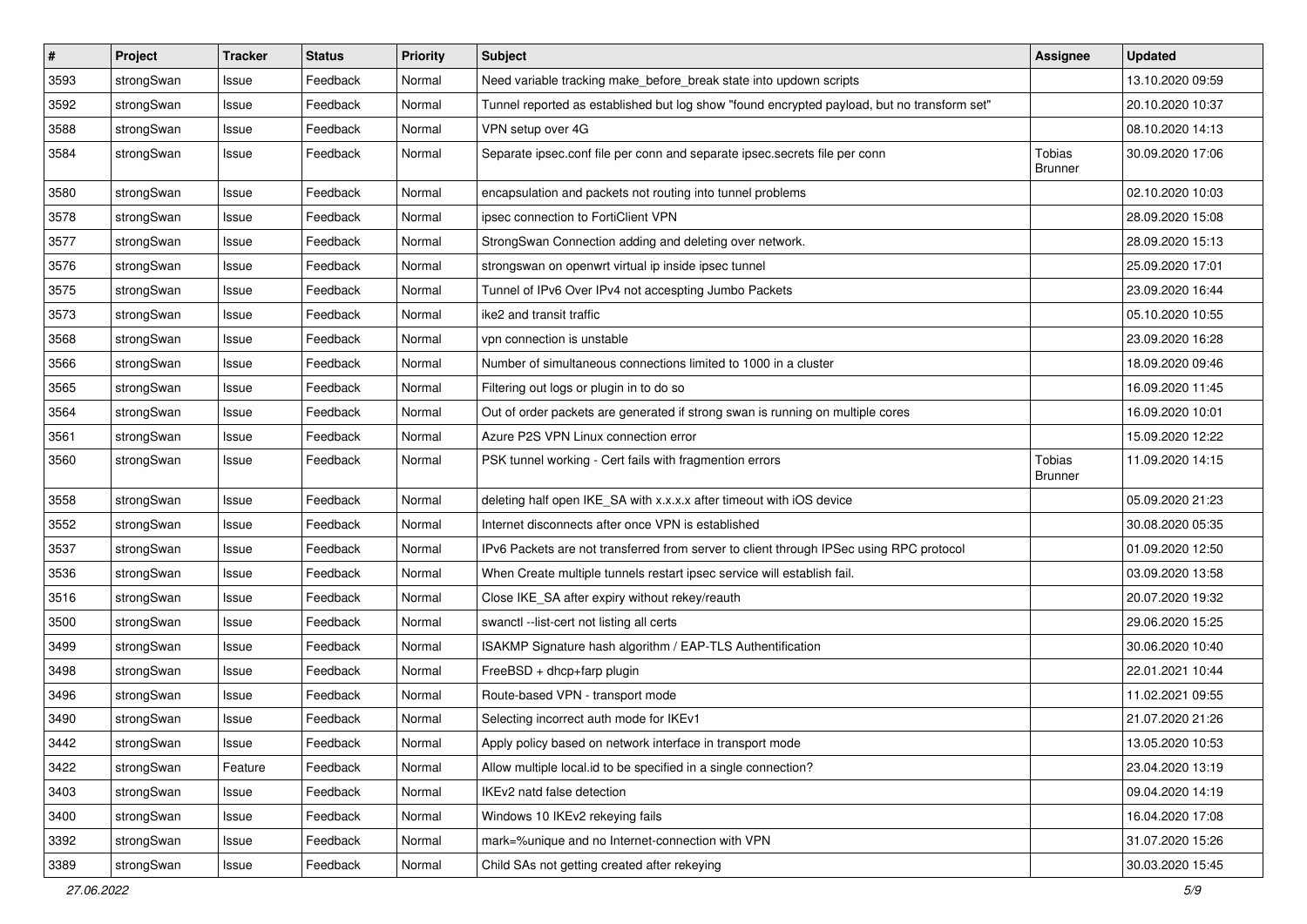| # | Project | Tracker | Status | Priority | Subject | Assignee | Updated |
|---|---|---|---|---|---|---|---|
| 3593 | strongSwan | Issue | Feedback | Normal | Need variable tracking make_before_break state into updown scripts | | 13.10.2020 09:59 |
| 3592 | strongSwan | Issue | Feedback | Normal | Tunnel reported as established but log show "found encrypted payload, but no transform set" | | 20.10.2020 10:37 |
| 3588 | strongSwan | Issue | Feedback | Normal | VPN setup over 4G | | 08.10.2020 14:13 |
| 3584 | strongSwan | Issue | Feedback | Normal | Separate ipsec.conf file per conn and separate ipsec.secrets file per conn | Tobias Brunner | 30.09.2020 17:06 |
| 3580 | strongSwan | Issue | Feedback | Normal | encapsulation and packets not routing into tunnel problems | | 02.10.2020 10:03 |
| 3578 | strongSwan | Issue | Feedback | Normal | ipsec connection to FortiClient VPN | | 28.09.2020 15:08 |
| 3577 | strongSwan | Issue | Feedback | Normal | StrongSwan Connection adding and deleting over network. | | 28.09.2020 15:13 |
| 3576 | strongSwan | Issue | Feedback | Normal | strongswan on openwrt virtual ip inside ipsec tunnel | | 25.09.2020 17:01 |
| 3575 | strongSwan | Issue | Feedback | Normal | Tunnel of IPv6 Over IPv4 not accespting Jumbo Packets | | 23.09.2020 16:44 |
| 3573 | strongSwan | Issue | Feedback | Normal | ike2 and transit traffic | | 05.10.2020 10:55 |
| 3568 | strongSwan | Issue | Feedback | Normal | vpn connection is unstable | | 23.09.2020 16:28 |
| 3566 | strongSwan | Issue | Feedback | Normal | Number of simultaneous connections limited to 1000 in a cluster | | 18.09.2020 09:46 |
| 3565 | strongSwan | Issue | Feedback | Normal | Filtering out logs or plugin in to do so | | 16.09.2020 11:45 |
| 3564 | strongSwan | Issue | Feedback | Normal | Out of order packets are generated if strong swan is running on multiple cores | | 16.09.2020 10:01 |
| 3561 | strongSwan | Issue | Feedback | Normal | Azure P2S VPN Linux connection error | | 15.09.2020 12:22 |
| 3560 | strongSwan | Issue | Feedback | Normal | PSK tunnel working - Cert fails with fragmention errors | Tobias Brunner | 11.09.2020 14:15 |
| 3558 | strongSwan | Issue | Feedback | Normal | deleting half open IKE_SA with x.x.x.x after timeout with iOS device | | 05.09.2020 21:23 |
| 3552 | strongSwan | Issue | Feedback | Normal | Internet disconnects after once VPN is established | | 30.08.2020 05:35 |
| 3537 | strongSwan | Issue | Feedback | Normal | IPv6 Packets are not transferred from server to client through IPSec using RPC protocol | | 01.09.2020 12:50 |
| 3536 | strongSwan | Issue | Feedback | Normal | When Create multiple tunnels restart ipsec service will establish fail. | | 03.09.2020 13:58 |
| 3516 | strongSwan | Issue | Feedback | Normal | Close IKE_SA after expiry without rekey/reauth | | 20.07.2020 19:32 |
| 3500 | strongSwan | Issue | Feedback | Normal | swanctl --list-cert not listing all certs | | 29.06.2020 15:25 |
| 3499 | strongSwan | Issue | Feedback | Normal | ISAKMP Signature hash algorithm / EAP-TLS Authentification | | 30.06.2020 10:40 |
| 3498 | strongSwan | Issue | Feedback | Normal | FreeBSD + dhcp+farp plugin | | 22.01.2021 10:44 |
| 3496 | strongSwan | Issue | Feedback | Normal | Route-based VPN - transport mode | | 11.02.2021 09:55 |
| 3490 | strongSwan | Issue | Feedback | Normal | Selecting incorrect auth mode for IKEv1 | | 21.07.2020 21:26 |
| 3442 | strongSwan | Issue | Feedback | Normal | Apply policy based on network interface in transport mode | | 13.05.2020 10:53 |
| 3422 | strongSwan | Feature | Feedback | Normal | Allow multiple local.id to be specified in a single connection? | | 23.04.2020 13:19 |
| 3403 | strongSwan | Issue | Feedback | Normal | IKEv2 natd false detection | | 09.04.2020 14:19 |
| 3400 | strongSwan | Issue | Feedback | Normal | Windows 10 IKEv2 rekeying fails | | 16.04.2020 17:08 |
| 3392 | strongSwan | Issue | Feedback | Normal | mark=%unique and no Internet-connection with VPN | | 31.07.2020 15:26 |
| 3389 | strongSwan | Issue | Feedback | Normal | Child SAs not getting created after rekeying | | 30.03.2020 15:45 |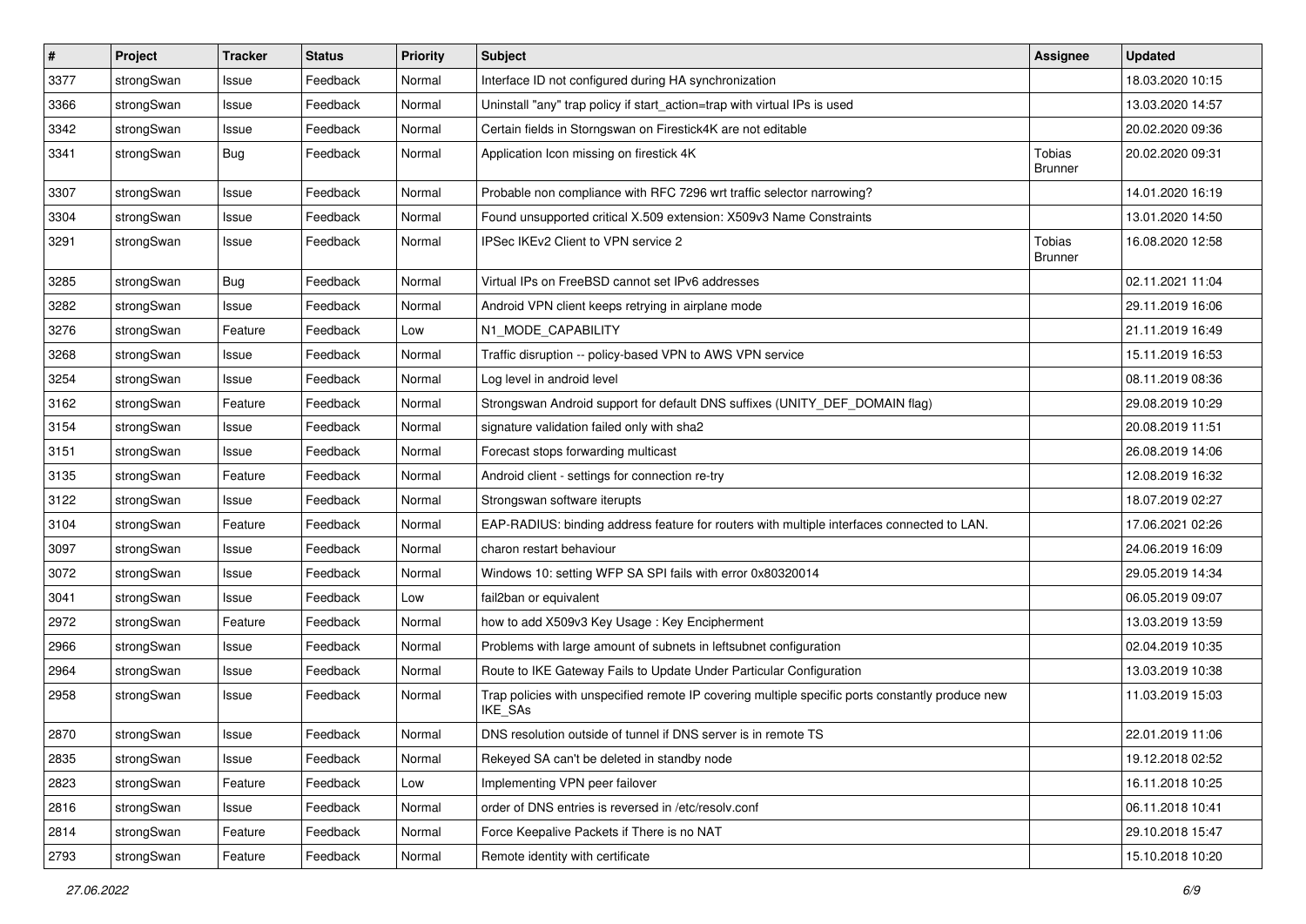| # | Project | Tracker | Status | Priority | Subject | Assignee | Updated |
|---|---|---|---|---|---|---|---|
| 3377 | strongSwan | Issue | Feedback | Normal | Interface ID not configured during HA synchronization | | 18.03.2020 10:15 |
| 3366 | strongSwan | Issue | Feedback | Normal | Uninstall "any" trap policy if start_action=trap with virtual IPs is used | | 13.03.2020 14:57 |
| 3342 | strongSwan | Issue | Feedback | Normal | Certain fields in Storngswan on Firestick4K are not editable | | 20.02.2020 09:36 |
| 3341 | strongSwan | Bug | Feedback | Normal | Application Icon missing on firestick 4K | Tobias Brunner | 20.02.2020 09:31 |
| 3307 | strongSwan | Issue | Feedback | Normal | Probable non compliance with RFC 7296 wrt traffic selector narrowing? | | 14.01.2020 16:19 |
| 3304 | strongSwan | Issue | Feedback | Normal | Found unsupported critical X.509 extension: X509v3 Name Constraints | | 13.01.2020 14:50 |
| 3291 | strongSwan | Issue | Feedback | Normal | IPSec IKEv2 Client to VPN service 2 | Tobias Brunner | 16.08.2020 12:58 |
| 3285 | strongSwan | Bug | Feedback | Normal | Virtual IPs on FreeBSD cannot set IPv6 addresses | | 02.11.2021 11:04 |
| 3282 | strongSwan | Issue | Feedback | Normal | Android VPN client keeps retrying in airplane mode | | 29.11.2019 16:06 |
| 3276 | strongSwan | Feature | Feedback | Low | N1_MODE_CAPABILITY | | 21.11.2019 16:49 |
| 3268 | strongSwan | Issue | Feedback | Normal | Traffic disruption -- policy-based VPN to AWS VPN service | | 15.11.2019 16:53 |
| 3254 | strongSwan | Issue | Feedback | Normal | Log level in android level | | 08.11.2019 08:36 |
| 3162 | strongSwan | Feature | Feedback | Normal | Strongswan Android support for default DNS suffixes (UNITY_DEF_DOMAIN flag) | | 29.08.2019 10:29 |
| 3154 | strongSwan | Issue | Feedback | Normal | signature validation failed only with sha2 | | 20.08.2019 11:51 |
| 3151 | strongSwan | Issue | Feedback | Normal | Forecast stops forwarding multicast | | 26.08.2019 14:06 |
| 3135 | strongSwan | Feature | Feedback | Normal | Android client - settings for connection re-try | | 12.08.2019 16:32 |
| 3122 | strongSwan | Issue | Feedback | Normal | Strongswan software iterupts | | 18.07.2019 02:27 |
| 3104 | strongSwan | Feature | Feedback | Normal | EAP-RADIUS: binding address feature for routers with multiple interfaces connected to LAN. | | 17.06.2021 02:26 |
| 3097 | strongSwan | Issue | Feedback | Normal | charon restart behaviour | | 24.06.2019 16:09 |
| 3072 | strongSwan | Issue | Feedback | Normal | Windows 10: setting WFP SA SPI fails with error 0x80320014 | | 29.05.2019 14:34 |
| 3041 | strongSwan | Issue | Feedback | Low | fail2ban or equivalent | | 06.05.2019 09:07 |
| 2972 | strongSwan | Feature | Feedback | Normal | how to add X509v3 Key Usage : Key Encipherment | | 13.03.2019 13:59 |
| 2966 | strongSwan | Issue | Feedback | Normal | Problems with large amount of subnets in leftsubnet configuration | | 02.04.2019 10:35 |
| 2964 | strongSwan | Issue | Feedback | Normal | Route to IKE Gateway Fails to Update Under Particular Configuration | | 13.03.2019 10:38 |
| 2958 | strongSwan | Issue | Feedback | Normal | Trap policies with unspecified remote IP covering multiple specific ports constantly produce new IKE_SAs | | 11.03.2019 15:03 |
| 2870 | strongSwan | Issue | Feedback | Normal | DNS resolution outside of tunnel if DNS server is in remote TS | | 22.01.2019 11:06 |
| 2835 | strongSwan | Issue | Feedback | Normal | Rekeyed SA can't be deleted in standby node | | 19.12.2018 02:52 |
| 2823 | strongSwan | Feature | Feedback | Low | Implementing VPN peer failover | | 16.11.2018 10:25 |
| 2816 | strongSwan | Issue | Feedback | Normal | order of DNS entries is reversed in /etc/resolv.conf | | 06.11.2018 10:41 |
| 2814 | strongSwan | Feature | Feedback | Normal | Force Keepalive Packets if There is no NAT | | 29.10.2018 15:47 |
| 2793 | strongSwan | Feature | Feedback | Normal | Remote identity with certificate | | 15.10.2018 10:20 |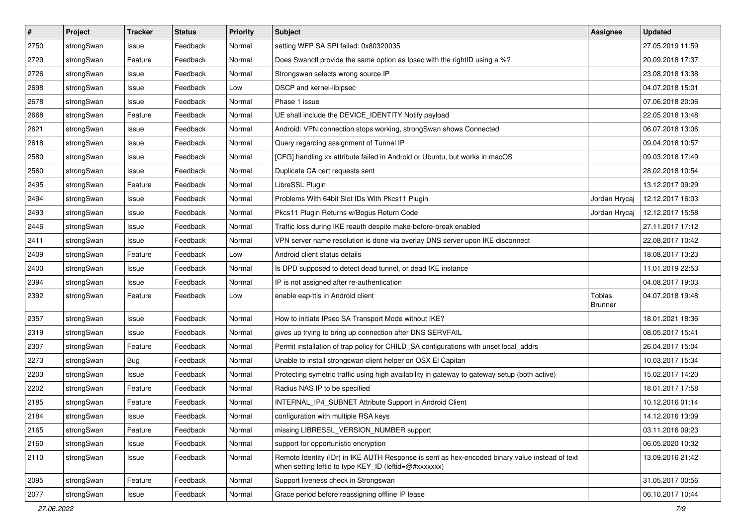| # | Project | Tracker | Status | Priority | Subject | Assignee | Updated |
| --- | --- | --- | --- | --- | --- | --- | --- |
| 2750 | strongSwan | Issue | Feedback | Normal | setting WFP SA SPI failed: 0x80320035 | | 27.05.2019 11:59 |
| 2729 | strongSwan | Feature | Feedback | Normal | Does Swanctl provide the same option as Ipsec with the rightID using a %? | | 20.09.2018 17:37 |
| 2726 | strongSwan | Issue | Feedback | Normal | Strongswan selects wrong source IP | | 23.08.2018 13:38 |
| 2698 | strongSwan | Issue | Feedback | Low | DSCP and kernel-libipsec | | 04.07.2018 15:01 |
| 2678 | strongSwan | Issue | Feedback | Normal | Phase 1 issue | | 07.06.2018 20:06 |
| 2668 | strongSwan | Feature | Feedback | Normal | UE shall include the DEVICE_IDENTITY Notify payload | | 22.05.2018 13:48 |
| 2621 | strongSwan | Issue | Feedback | Normal | Android: VPN connection stops working, strongSwan shows Connected | | 06.07.2018 13:06 |
| 2618 | strongSwan | Issue | Feedback | Normal | Query regarding assignment of Tunnel IP | | 09.04.2018 10:57 |
| 2580 | strongSwan | Issue | Feedback | Normal | [CFG] handling xx attribute failed in Android or Ubuntu, but works in macOS | | 09.03.2018 17:49 |
| 2560 | strongSwan | Issue | Feedback | Normal | Duplicate CA cert requests sent | | 28.02.2018 10:54 |
| 2495 | strongSwan | Feature | Feedback | Normal | LibreSSL Plugin | | 13.12.2017 09:29 |
| 2494 | strongSwan | Issue | Feedback | Normal | Problems With 64bit Slot IDs With Pkcs11 Plugin | Jordan Hrycaj | 12.12.2017 16:03 |
| 2493 | strongSwan | Issue | Feedback | Normal | Pkcs11 Plugin Returns w/Bogus Return Code | Jordan Hrycaj | 12.12.2017 15:58 |
| 2446 | strongSwan | Issue | Feedback | Normal | Traffic loss during IKE reauth despite make-before-break enabled | | 27.11.2017 17:12 |
| 2411 | strongSwan | Issue | Feedback | Normal | VPN server name resolution is done via overlay DNS server upon IKE disconnect | | 22.08.2017 10:42 |
| 2409 | strongSwan | Feature | Feedback | Low | Android client status details | | 18.08.2017 13:23 |
| 2400 | strongSwan | Issue | Feedback | Normal | Is DPD supposed to detect dead tunnel, or dead IKE instance | | 11.01.2019 22:53 |
| 2394 | strongSwan | Issue | Feedback | Normal | IP is not assigned after re-authentication | | 04.08.2017 19:03 |
| 2392 | strongSwan | Feature | Feedback | Low | enable eap-ttls in Android client | Tobias Brunner | 04.07.2018 19:48 |
| 2357 | strongSwan | Issue | Feedback | Normal | How to initiate IPsec SA Transport Mode without IKE? | | 18.01.2021 18:36 |
| 2319 | strongSwan | Issue | Feedback | Normal | gives up trying to bring up connection after DNS SERVFAIL | | 08.05.2017 15:41 |
| 2307 | strongSwan | Feature | Feedback | Normal | Permit installation of trap policy for CHILD_SA configurations with unset local_addrs | | 26.04.2017 15:04 |
| 2273 | strongSwan | Bug | Feedback | Normal | Unable to install strongswan client helper on OSX El Capitan | | 10.03.2017 15:34 |
| 2203 | strongSwan | Issue | Feedback | Normal | Protecting symetric traffic using high availability in gateway to gateway setup (both active) | | 15.02.2017 14:20 |
| 2202 | strongSwan | Feature | Feedback | Normal | Radius NAS IP to be specified | | 18.01.2017 17:58 |
| 2185 | strongSwan | Feature | Feedback | Normal | INTERNAL_IP4_SUBNET Attribute Support in Android Client | | 10.12.2016 01:14 |
| 2184 | strongSwan | Issue | Feedback | Normal | configuration with multiple RSA keys | | 14.12.2016 13:09 |
| 2165 | strongSwan | Feature | Feedback | Normal | missing LIBRESSL_VERSION_NUMBER support | | 03.11.2016 09:23 |
| 2160 | strongSwan | Issue | Feedback | Normal | support for opportunistic encryption | | 06.05.2020 10:32 |
| 2110 | strongSwan | Issue | Feedback | Normal | Remote Identity (IDr) in IKE AUTH Response is sent as hex-encoded binary value instead of text when setting leftid to type KEY_ID (leftid=@#xxxxxxx) | | 13.09.2016 21:42 |
| 2095 | strongSwan | Feature | Feedback | Normal | Support liveness check in Strongswan | | 31.05.2017 00:56 |
| 2077 | strongSwan | Issue | Feedback | Normal | Grace period before reassigning offline IP lease | | 06.10.2017 10:44 |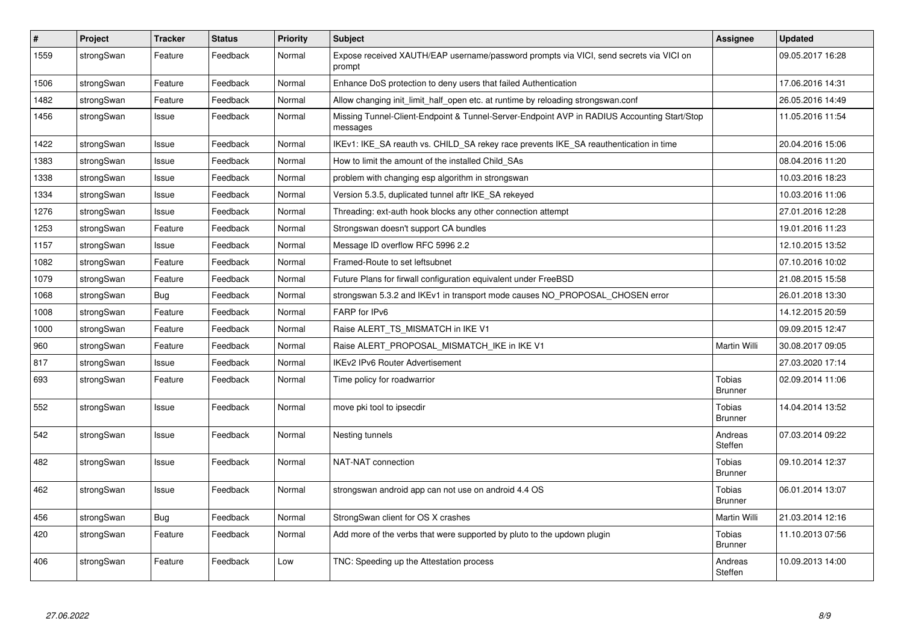| # | Project | Tracker | Status | Priority | Subject | Assignee | Updated |
|---|---|---|---|---|---|---|---|
| 1559 | strongSwan | Feature | Feedback | Normal | Expose received XAUTH/EAP username/password prompts via VICI, send secrets via VICI on prompt | | 09.05.2017 16:28 |
| 1506 | strongSwan | Feature | Feedback | Normal | Enhance DoS protection to deny users that failed Authentication | | 17.06.2016 14:31 |
| 1482 | strongSwan | Feature | Feedback | Normal | Allow changing init_limit_half_open etc. at runtime by reloading strongswan.conf | | 26.05.2016 14:49 |
| 1456 | strongSwan | Issue | Feedback | Normal | Missing Tunnel-Client-Endpoint & Tunnel-Server-Endpoint AVP in RADIUS Accounting Start/Stop messages | | 11.05.2016 11:54 |
| 1422 | strongSwan | Issue | Feedback | Normal | IKEv1: IKE_SA reauth vs. CHILD_SA rekey race prevents IKE_SA reauthentication in time | | 20.04.2016 15:06 |
| 1383 | strongSwan | Issue | Feedback | Normal | How to limit the amount of the installed Child_SAs | | 08.04.2016 11:20 |
| 1338 | strongSwan | Issue | Feedback | Normal | problem with changing esp algorithm in strongswan | | 10.03.2016 18:23 |
| 1334 | strongSwan | Issue | Feedback | Normal | Version 5.3.5, duplicated tunnel aftr IKE_SA rekeyed | | 10.03.2016 11:06 |
| 1276 | strongSwan | Issue | Feedback | Normal | Threading: ext-auth hook blocks any other connection attempt | | 27.01.2016 12:28 |
| 1253 | strongSwan | Feature | Feedback | Normal | Strongswan doesn't support CA bundles | | 19.01.2016 11:23 |
| 1157 | strongSwan | Issue | Feedback | Normal | Message ID overflow RFC 5996 2.2 | | 12.10.2015 13:52 |
| 1082 | strongSwan | Feature | Feedback | Normal | Framed-Route to set leftsubnet | | 07.10.2016 10:02 |
| 1079 | strongSwan | Feature | Feedback | Normal | Future Plans for firwall configuration equivalent under FreeBSD | | 21.08.2015 15:58 |
| 1068 | strongSwan | Bug | Feedback | Normal | strongswan 5.3.2 and IKEv1 in transport mode causes NO_PROPOSAL_CHOSEN error | | 26.01.2018 13:30 |
| 1008 | strongSwan | Feature | Feedback | Normal | FARP for IPv6 | | 14.12.2015 20:59 |
| 1000 | strongSwan | Feature | Feedback | Normal | Raise ALERT_TS_MISMATCH in IKE V1 | | 09.09.2015 12:47 |
| 960 | strongSwan | Feature | Feedback | Normal | Raise ALERT_PROPOSAL_MISMATCH_IKE in IKE V1 | Martin Willi | 30.08.2017 09:05 |
| 817 | strongSwan | Issue | Feedback | Normal | IKEv2 IPv6 Router Advertisement | | 27.03.2020 17:14 |
| 693 | strongSwan | Feature | Feedback | Normal | Time policy for roadwarrior | Tobias Brunner | 02.09.2014 11:06 |
| 552 | strongSwan | Issue | Feedback | Normal | move pki tool to ipsecdir | Tobias Brunner | 14.04.2014 13:52 |
| 542 | strongSwan | Issue | Feedback | Normal | Nesting tunnels | Andreas Steffen | 07.03.2014 09:22 |
| 482 | strongSwan | Issue | Feedback | Normal | NAT-NAT connection | Tobias Brunner | 09.10.2014 12:37 |
| 462 | strongSwan | Issue | Feedback | Normal | strongswan android app can not use on android 4.4 OS | Tobias Brunner | 06.01.2014 13:07 |
| 456 | strongSwan | Bug | Feedback | Normal | StrongSwan client for OS X crashes | Martin Willi | 21.03.2014 12:16 |
| 420 | strongSwan | Feature | Feedback | Normal | Add more of the verbs that were supported by pluto to the updown plugin | Tobias Brunner | 11.10.2013 07:56 |
| 406 | strongSwan | Feature | Feedback | Low | TNC: Speeding up the Attestation process | Andreas Steffen | 10.09.2013 14:00 |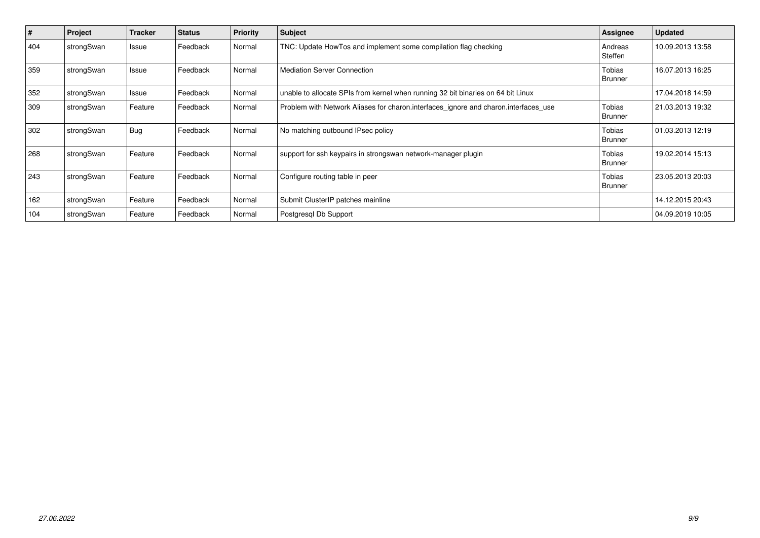| # | Project | Tracker | Status | Priority | Subject | Assignee | Updated |
|---|---|---|---|---|---|---|---|
| 404 | strongSwan | Issue | Feedback | Normal | TNC: Update HowTos and implement some compilation flag checking | Andreas Steffen | 10.09.2013 13:58 |
| 359 | strongSwan | Issue | Feedback | Normal | Mediation Server Connection | Tobias Brunner | 16.07.2013 16:25 |
| 352 | strongSwan | Issue | Feedback | Normal | unable to allocate SPIs from kernel when running 32 bit binaries on 64 bit Linux | | 17.04.2018 14:59 |
| 309 | strongSwan | Feature | Feedback | Normal | Problem with Network Aliases for charon.interfaces_ignore and charon.interfaces_use | Tobias Brunner | 21.03.2013 19:32 |
| 302 | strongSwan | Bug | Feedback | Normal | No matching outbound IPsec policy | Tobias Brunner | 01.03.2013 12:19 |
| 268 | strongSwan | Feature | Feedback | Normal | support for ssh keypairs in strongswan network-manager plugin | Tobias Brunner | 19.02.2014 15:13 |
| 243 | strongSwan | Feature | Feedback | Normal | Configure routing table in peer | Tobias Brunner | 23.05.2013 20:03 |
| 162 | strongSwan | Feature | Feedback | Normal | Submit ClusterIP patches mainline | | 14.12.2015 20:43 |
| 104 | strongSwan | Feature | Feedback | Normal | Postgresql Db Support | | 04.09.2019 10:05 |